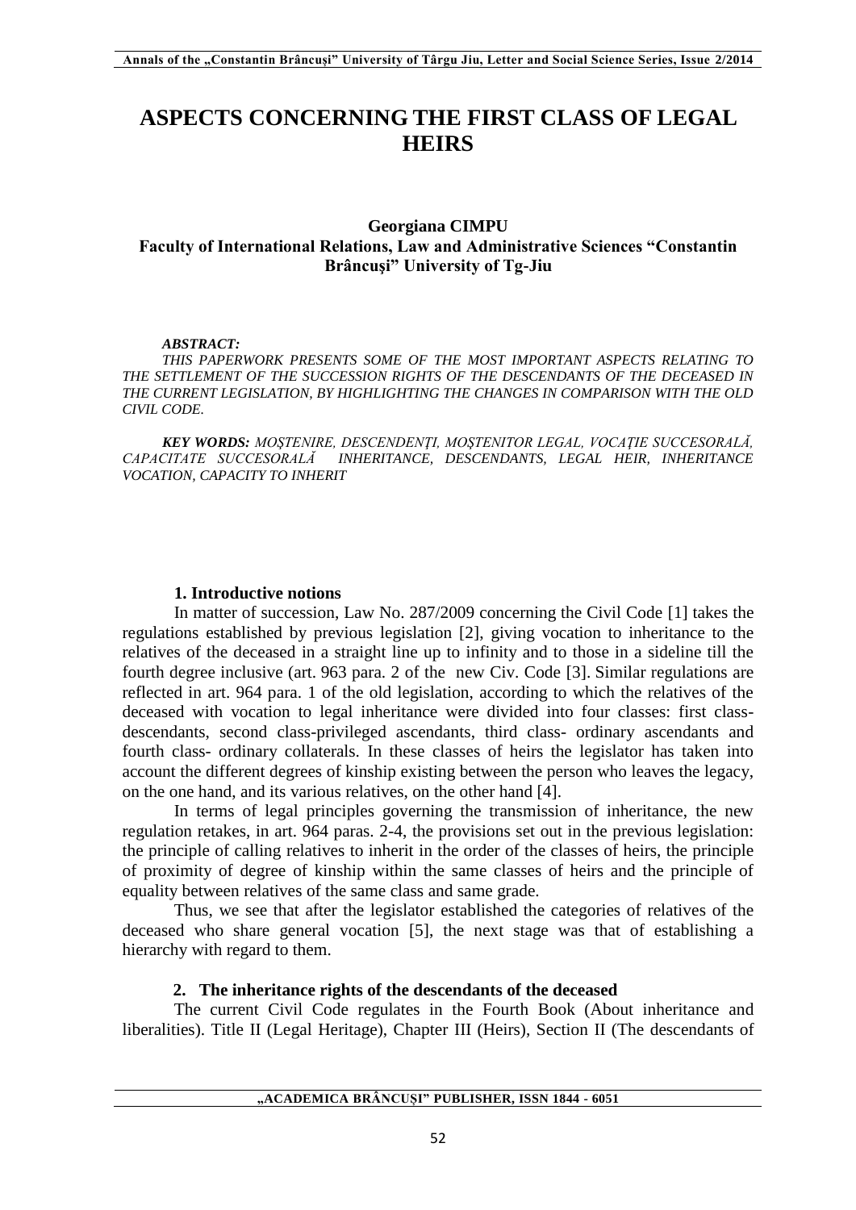# ASPECTS CONCERNING THE FIRST CLASS OF LEGAL HEIRS

**Georgiana CIMPU**
**Faculty of International Relations, Law and Administrative Sciences "Constantin Brâncuşi" University of Tg-Jiu**

***ABSTRACT:***

*THIS PAPERWORK PRESENTS SOME OF THE MOST IMPORTANT ASPECTS RELATING TO THE SETTLEMENT OF THE SUCCESSION RIGHTS OF THE DESCENDANTS OF THE DECEASED IN THE CURRENT LEGISLATION, BY HIGHLIGHTING THE CHANGES IN COMPARISON WITH THE OLD CIVIL CODE.*

***KEY WORDS:*** *MOŞTENIRE, DESCENDENŢI, MOŞTENITOR LEGAL, VOCAŢIE SUCCESORALĂ, CAPACITATE SUCCESORALĂ INHERITANCE, DESCENDANTS, LEGAL HEIR, INHERITANCE VOCATION, CAPACITY TO INHERIT*

## 1. Introductive notions

In matter of succession, Law No. 287/2009 concerning the Civil Code [1] takes the regulations established by previous legislation [2], giving vocation to inheritance to the relatives of the deceased in a straight line up to infinity and to those in a sideline till the fourth degree inclusive (art. 963 para. 2 of the new Civ. Code [3]. Similar regulations are reflected in art. 964 para. 1 of the old legislation, according to which the relatives of the deceased with vocation to legal inheritance were divided into four classes: first class-descendants, second class-privileged ascendants, third class- ordinary ascendants and fourth class- ordinary collaterals. In these classes of heirs the legislator has taken into account the different degrees of kinship existing between the person who leaves the legacy, on the one hand, and its various relatives, on the other hand [4].

In terms of legal principles governing the transmission of inheritance, the new regulation retakes, in art. 964 paras. 2-4, the provisions set out in the previous legislation: the principle of calling relatives to inherit in the order of the classes of heirs, the principle of proximity of degree of kinship within the same classes of heirs and the principle of equality between relatives of the same class and same grade.

Thus, we see that after the legislator established the categories of relatives of the deceased who share general vocation [5], the next stage was that of establishing a hierarchy with regard to them.

## 2. The inheritance rights of the descendants of the deceased

The current Civil Code regulates in the Fourth Book (About inheritance and liberalities). Title II (Legal Heritage), Chapter III (Heirs), Section II (The descendants of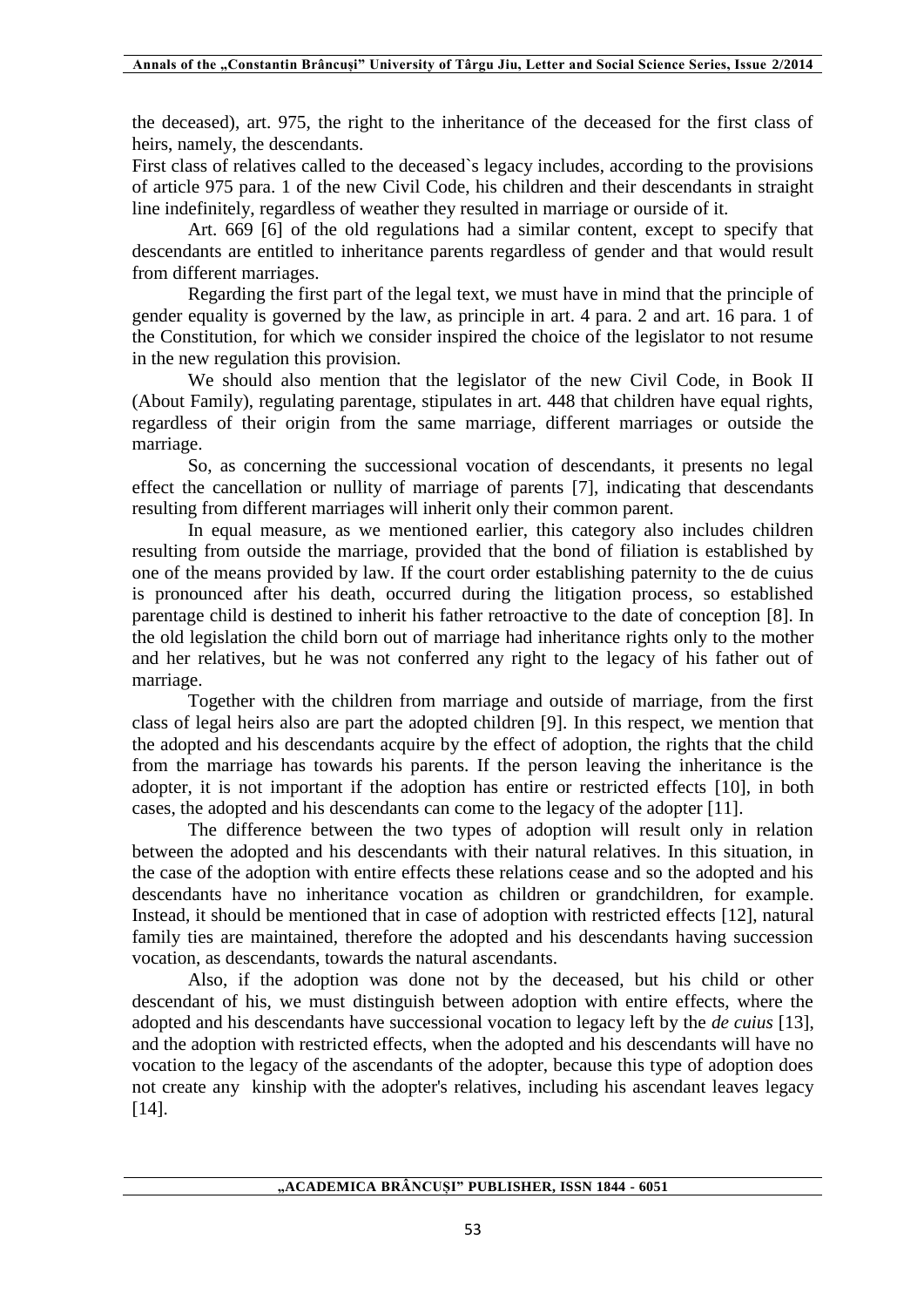the deceased), art. 975, the right to the inheritance of the deceased for the first class of heirs, namely, the descendants.

First class of relatives called to the deceased`s legacy includes, according to the provisions of article 975 para. 1 of the new Civil Code, his children and their descendants in straight line indefinitely, regardless of weather they resulted in marriage or ourside of it.

Art. 669 [6] of the old regulations had a similar content, except to specify that descendants are entitled to inheritance parents regardless of gender and that would result from different marriages.

Regarding the first part of the legal text, we must have in mind that the principle of gender equality is governed by the law, as principle in art. 4 para. 2 and art. 16 para. 1 of the Constitution, for which we consider inspired the choice of the legislator to not resume in the new regulation this provision.

We should also mention that the legislator of the new Civil Code, in Book II (About Family), regulating parentage, stipulates in art. 448 that children have equal rights, regardless of their origin from the same marriage, different marriages or outside the marriage.

So, as concerning the successional vocation of descendants, it presents no legal effect the cancellation or nullity of marriage of parents [7], indicating that descendants resulting from different marriages will inherit only their common parent.

In equal measure, as we mentioned earlier, this category also includes children resulting from outside the marriage, provided that the bond of filiation is established by one of the means provided by law. If the court order establishing paternity to the de cuius is pronounced after his death, occurred during the litigation process, so established parentage child is destined to inherit his father retroactive to the date of conception [8]. In the old legislation the child born out of marriage had inheritance rights only to the mother and her relatives, but he was not conferred any right to the legacy of his father out of marriage.

Together with the children from marriage and outside of marriage, from the first class of legal heirs also are part the adopted children [9]. In this respect, we mention that the adopted and his descendants acquire by the effect of adoption, the rights that the child from the marriage has towards his parents. If the person leaving the inheritance is the adopter, it is not important if the adoption has entire or restricted effects [10], in both cases, the adopted and his descendants can come to the legacy of the adopter [11].

The difference between the two types of adoption will result only in relation between the adopted and his descendants with their natural relatives. In this situation, in the case of the adoption with entire effects these relations cease and so the adopted and his descendants have no inheritance vocation as children or grandchildren, for example. Instead, it should be mentioned that in case of adoption with restricted effects [12], natural family ties are maintained, therefore the adopted and his descendants having succession vocation, as descendants, towards the natural ascendants.

Also, if the adoption was done not by the deceased, but his child or other descendant of his, we must distinguish between adoption with entire effects, where the adopted and his descendants have successional vocation to legacy left by the *de cuius* [13], and the adoption with restricted effects, when the adopted and his descendants will have no vocation to the legacy of the ascendants of the adopter, because this type of adoption does not create any kinship with the adopter's relatives, including his ascendant leaves legacy [14].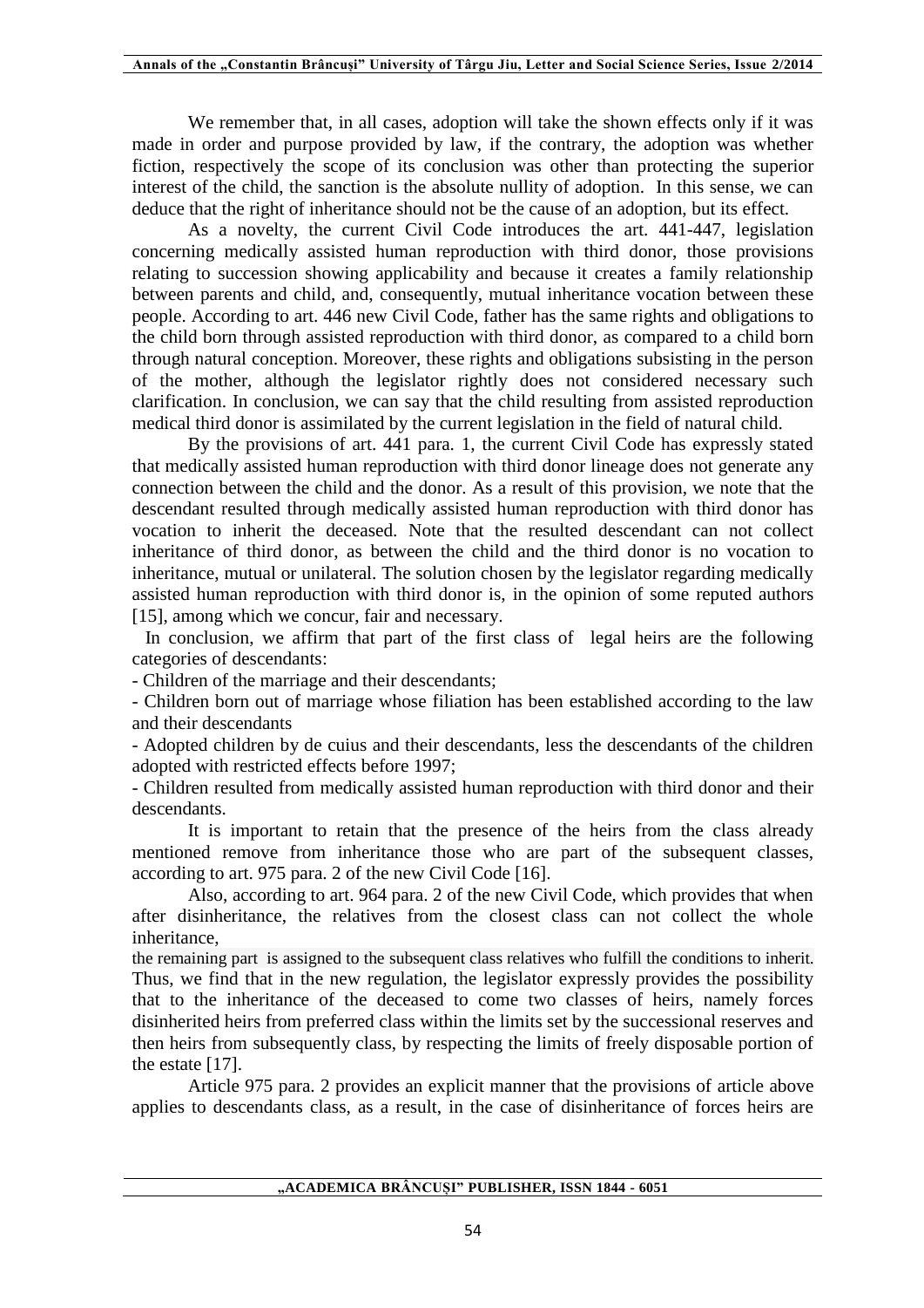We remember that, in all cases, adoption will take the shown effects only if it was made in order and purpose provided by law, if the contrary, the adoption was whether fiction, respectively the scope of its conclusion was other than protecting the superior interest of the child, the sanction is the absolute nullity of adoption. In this sense, we can deduce that the right of inheritance should not be the cause of an adoption, but its effect.

As a novelty, the current Civil Code introduces the art. 441-447, legislation concerning medically assisted human reproduction with third donor, those provisions relating to succession showing applicability and because it creates a family relationship between parents and child, and, consequently, mutual inheritance vocation between these people. According to art. 446 new Civil Code, father has the same rights and obligations to the child born through assisted reproduction with third donor, as compared to a child born through natural conception. Moreover, these rights and obligations subsisting in the person of the mother, although the legislator rightly does not considered necessary such clarification. In conclusion, we can say that the child resulting from assisted reproduction medical third donor is assimilated by the current legislation in the field of natural child.

By the provisions of art. 441 para. 1, the current Civil Code has expressly stated that medically assisted human reproduction with third donor lineage does not generate any connection between the child and the donor. As a result of this provision, we note that the descendant resulted through medically assisted human reproduction with third donor has vocation to inherit the deceased. Note that the resulted descendant can not collect inheritance of third donor, as between the child and the third donor is no vocation to inheritance, mutual or unilateral. The solution chosen by the legislator regarding medically assisted human reproduction with third donor is, in the opinion of some reputed authors [15], among which we concur, fair and necessary.

In conclusion, we affirm that part of the first class of legal heirs are the following categories of descendants:

- Children of the marriage and their descendants;
- Children born out of marriage whose filiation has been established according to the law and their descendants
- Adopted children by de cuius and their descendants, less the descendants of the children adopted with restricted effects before 1997;
- Children resulted from medically assisted human reproduction with third donor and their descendants.

It is important to retain that the presence of the heirs from the class already mentioned remove from inheritance those who are part of the subsequent classes, according to art. 975 para. 2 of the new Civil Code [16].

Also, according to art. 964 para. 2 of the new Civil Code, which provides that when after disinheritance, the relatives from the closest class can not collect the whole inheritance,
the remaining part is assigned to the subsequent class relatives who fulfill the conditions to inherit. Thus, we find that in the new regulation, the legislator expressly provides the possibility that to the inheritance of the deceased to come two classes of heirs, namely forces disinherited heirs from preferred class within the limits set by the successional reserves and then heirs from subsequently class, by respecting the limits of freely disposable portion of the estate [17].

Article 975 para. 2 provides an explicit manner that the provisions of article above applies to descendants class, as a result, in the case of disinheritance of forces heirs are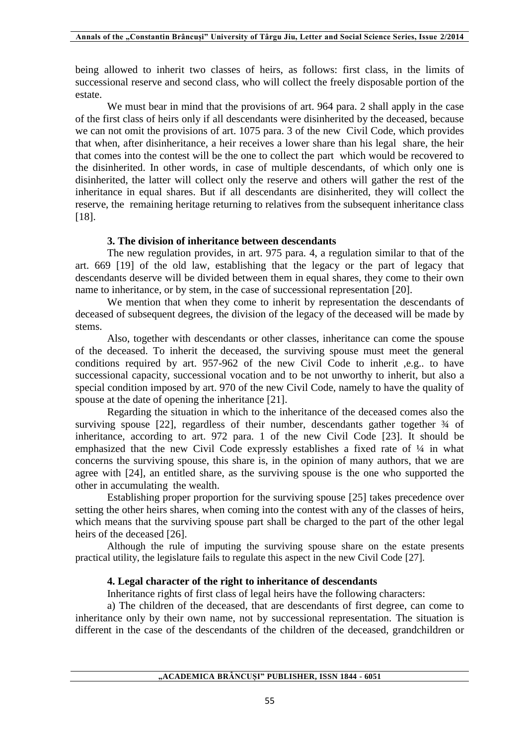being allowed to inherit two classes of heirs, as follows: first class, in the limits of successional reserve and second class, who will collect the freely disposable portion of the estate.

We must bear in mind that the provisions of art. 964 para. 2 shall apply in the case of the first class of heirs only if all descendants were disinherited by the deceased, because we can not omit the provisions of art. 1075 para. 3 of the new Civil Code, which provides that when, after disinheritance, a heir receives a lower share than his legal share, the heir that comes into the contest will be the one to collect the part which would be recovered to the disinherited. In other words, in case of multiple descendants, of which only one is disinherited, the latter will collect only the reserve and others will gather the rest of the inheritance in equal shares. But if all descendants are disinherited, they will collect the reserve, the remaining heritage returning to relatives from the subsequent inheritance class [18].

### 3. The division of inheritance between descendants

The new regulation provides, in art. 975 para. 4, a regulation similar to that of the art. 669 [19] of the old law, establishing that the legacy or the part of legacy that descendants deserve will be divided between them in equal shares, they come to their own name to inheritance, or by stem, in the case of successional representation [20].

We mention that when they come to inherit by representation the descendants of deceased of subsequent degrees, the division of the legacy of the deceased will be made by stems.

Also, together with descendants or other classes, inheritance can come the spouse of the deceased. To inherit the deceased, the surviving spouse must meet the general conditions required by art. 957-962 of the new Civil Code to inherit ,e.g.. to have successional capacity, successional vocation and to be not unworthy to inherit, but also a special condition imposed by art. 970 of the new Civil Code, namely to have the quality of spouse at the date of opening the inheritance [21].

Regarding the situation in which to the inheritance of the deceased comes also the surviving spouse [22], regardless of their number, descendants gather together ¾ of inheritance, according to art. 972 para. 1 of the new Civil Code [23]. It should be emphasized that the new Civil Code expressly establishes a fixed rate of ¼ in what concerns the surviving spouse, this share is, in the opinion of many authors, that we are agree with [24], an entitled share, as the surviving spouse is the one who supported the other in accumulating the wealth.

Establishing proper proportion for the surviving spouse [25] takes precedence over setting the other heirs shares, when coming into the contest with any of the classes of heirs, which means that the surviving spouse part shall be charged to the part of the other legal heirs of the deceased [26].

Although the rule of imputing the surviving spouse share on the estate presents practical utility, the legislature fails to regulate this aspect in the new Civil Code [27].

### 4. Legal character of the right to inheritance of descendants

Inheritance rights of first class of legal heirs have the following characters:

a) The children of the deceased, that are descendants of first degree, can come to inheritance only by their own name, not by successional representation. The situation is different in the case of the descendants of the children of the deceased, grandchildren or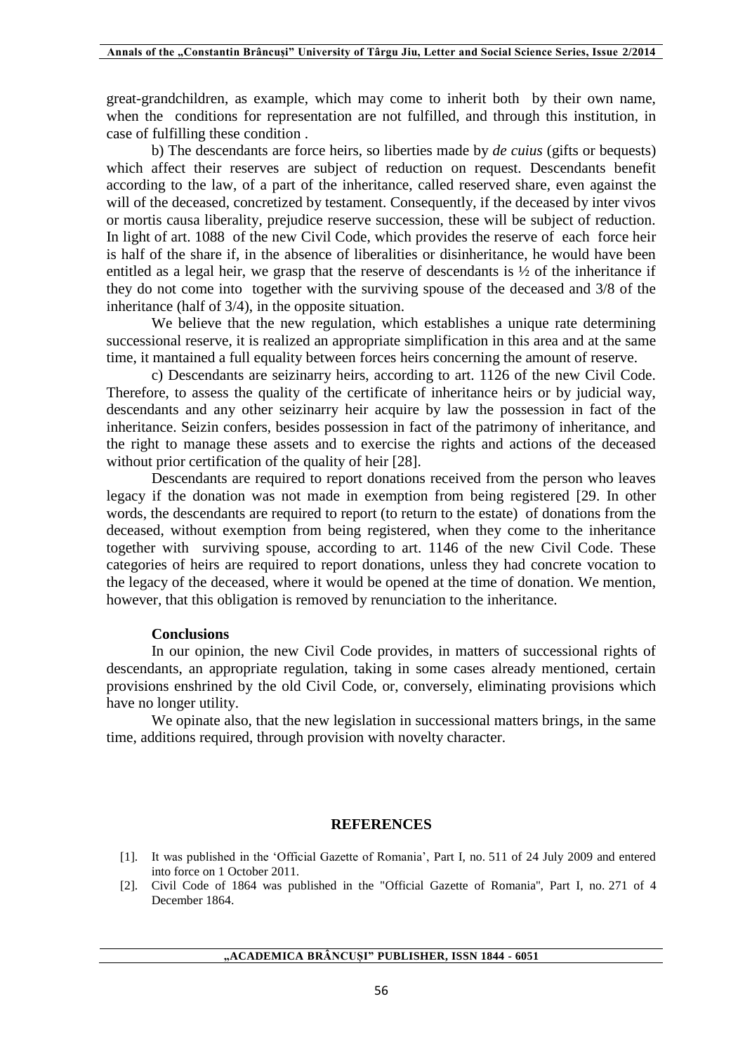great-grandchildren, as example, which may come to inherit both by their own name, when the conditions for representation are not fulfilled, and through this institution, in case of fulfilling these condition .

b) The descendants are force heirs, so liberties made by *de cuius* (gifts or bequests) which affect their reserves are subject of reduction on request. Descendants benefit according to the law, of a part of the inheritance, called reserved share, even against the will of the deceased, concretized by testament. Consequently, if the deceased by inter vivos or mortis causa liberality, prejudice reserve succession, these will be subject of reduction. In light of art. 1088 of the new Civil Code, which provides the reserve of each force heir is half of the share if, in the absence of liberalities or disinheritance, he would have been entitled as a legal heir, we grasp that the reserve of descendants is ½ of the inheritance if they do not come into together with the surviving spouse of the deceased and 3/8 of the inheritance (half of 3/4), in the opposite situation.

We believe that the new regulation, which establishes a unique rate determining successional reserve, it is realized an appropriate simplification in this area and at the same time, it mantained a full equality between forces heirs concerning the amount of reserve.

c) Descendants are seizinarry heirs, according to art. 1126 of the new Civil Code. Therefore, to assess the quality of the certificate of inheritance heirs or by judicial way, descendants and any other seizinarry heir acquire by law the possession in fact of the inheritance. Seizin confers, besides possession in fact of the patrimony of inheritance, and the right to manage these assets and to exercise the rights and actions of the deceased without prior certification of the quality of heir [28].

Descendants are required to report donations received from the person who leaves legacy if the donation was not made in exemption from being registered [29. In other words, the descendants are required to report (to return to the estate) of donations from the deceased, without exemption from being registered, when they come to the inheritance together with surviving spouse, according to art. 1146 of the new Civil Code. These categories of heirs are required to report donations, unless they had concrete vocation to the legacy of the deceased, where it would be opened at the time of donation. We mention, however, that this obligation is removed by renunciation to the inheritance.

**Conclusions**

In our opinion, the new Civil Code provides, in matters of successional rights of descendants, an appropriate regulation, taking in some cases already mentioned, certain provisions enshrined by the old Civil Code, or, conversely, eliminating provisions which have no longer utility.

We opinate also, that the new legislation in successional matters brings, in the same time, additions required, through provision with novelty character.

## REFERENCES

[1]. It was published in the 'Official Gazette of Romania', Part I, no. 511 of 24 July 2009 and entered into force on 1 October 2011.

[2]. Civil Code of 1864 was published in the "Official Gazette of Romania", Part I, no. 271 of 4 December 1864.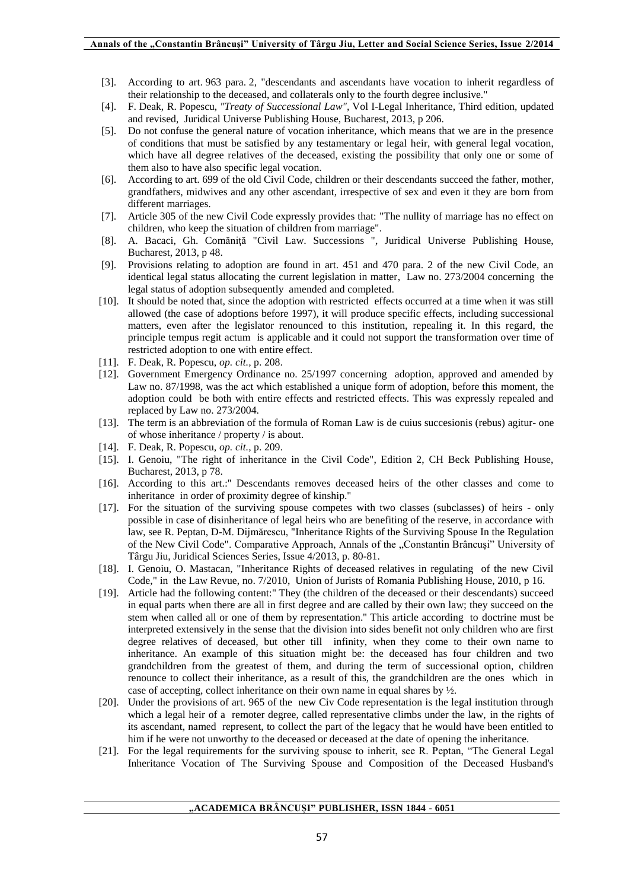[3]. According to art. 963 para. 2, "descendants and ascendants have vocation to inherit regardless of their relationship to the deceased, and collaterals only to the fourth degree inclusive."

[4]. F. Deak, R. Popescu, *"Treaty of Successional Law"*, Vol I-Legal Inheritance, Third edition, updated and revised, Juridical Universe Publishing House, Bucharest, 2013, p 206.

[5]. Do not confuse the general nature of vocation inheritance, which means that we are in the presence of conditions that must be satisfied by any testamentary or legal heir, with general legal vocation, which have all degree relatives of the deceased, existing the possibility that only one or some of them also to have also specific legal vocation.

[6]. According to art. 699 of the old Civil Code, children or their descendants succeed the father, mother, grandfathers, midwives and any other ascendant, irrespective of sex and even it they are born from different marriages.

[7]. Article 305 of the new Civil Code expressly provides that: "The nullity of marriage has no effect on children, who keep the situation of children from marriage".

[8]. A. Bacaci, Gh. Comăniţă "Civil Law. Successions ", Juridical Universe Publishing House, Bucharest, 2013, p 48.

[9]. Provisions relating to adoption are found in art. 451 and 470 para. 2 of the new Civil Code, an identical legal status allocating the current legislation in matter, Law no. 273/2004 concerning the legal status of adoption subsequently amended and completed.

[10]. It should be noted that, since the adoption with restricted effects occurred at a time when it was still allowed (the case of adoptions before 1997), it will produce specific effects, including successional matters, even after the legislator renounced to this institution, repealing it. In this regard, the principle tempus regit actum is applicable and it could not support the transformation over time of restricted adoption to one with entire effect.

[11]. F. Deak, R. Popescu, *op. cit.*, p. 208.

[12]. Government Emergency Ordinance no. 25/1997 concerning adoption, approved and amended by Law no. 87/1998, was the act which established a unique form of adoption, before this moment, the adoption could be both with entire effects and restricted effects. This was expressly repealed and replaced by Law no. 273/2004.

[13]. The term is an abbreviation of the formula of Roman Law is de cuius succesionis (rebus) agitur- one of whose inheritance / property / is about.

[14]. F. Deak, R. Popescu, *op. cit.*, p. 209.

[15]. I. Genoiu, "The right of inheritance in the Civil Code", Edition 2, CH Beck Publishing House, Bucharest, 2013, p 78.

[16]. According to this art.:" Descendants removes deceased heirs of the other classes and come to inheritance in order of proximity degree of kinship."

[17]. For the situation of the surviving spouse competes with two classes (subclasses) of heirs - only possible in case of disinheritance of legal heirs who are benefiting of the reserve, in accordance with law, see R. Peptan, D-M. Dijmărescu, "Inheritance Rights of the Surviving Spouse In the Regulation of the New Civil Code". Comparative Approach, Annals of the „Constantin Brâncuşi" University of Târgu Jiu, Juridical Sciences Series, Issue 4/2013, p. 80-81.

[18]. I. Genoiu, O. Mastacan, "Inheritance Rights of deceased relatives in regulating of the new Civil Code," in the Law Revue, no. 7/2010, Union of Jurists of Romania Publishing House, 2010, p 16.

[19]. Article had the following content:" They (the children of the deceased or their descendants) succeed in equal parts when there are all in first degree and are called by their own law; they succeed on the stem when called all or one of them by representation." This article according to doctrine must be interpreted extensively in the sense that the division into sides benefit not only children who are first degree relatives of deceased, but other till infinity, when they come to their own name to inheritance. An example of this situation might be: the deceased has four children and two grandchildren from the greatest of them, and during the term of successional option, children renounce to collect their inheritance, as a result of this, the grandchildren are the ones which in case of accepting, collect inheritance on their own name in equal shares by ½.

[20]. Under the provisions of art. 965 of the new Civ Code representation is the legal institution through which a legal heir of a remoter degree, called representative climbs under the law, in the rights of its ascendant, named represent, to collect the part of the legacy that he would have been entitled to him if he were not unworthy to the deceased or deceased at the date of opening the inheritance.

[21]. For the legal requirements for the surviving spouse to inherit, see R. Peptan, "The General Legal Inheritance Vocation of The Surviving Spouse and Composition of the Deceased Husband's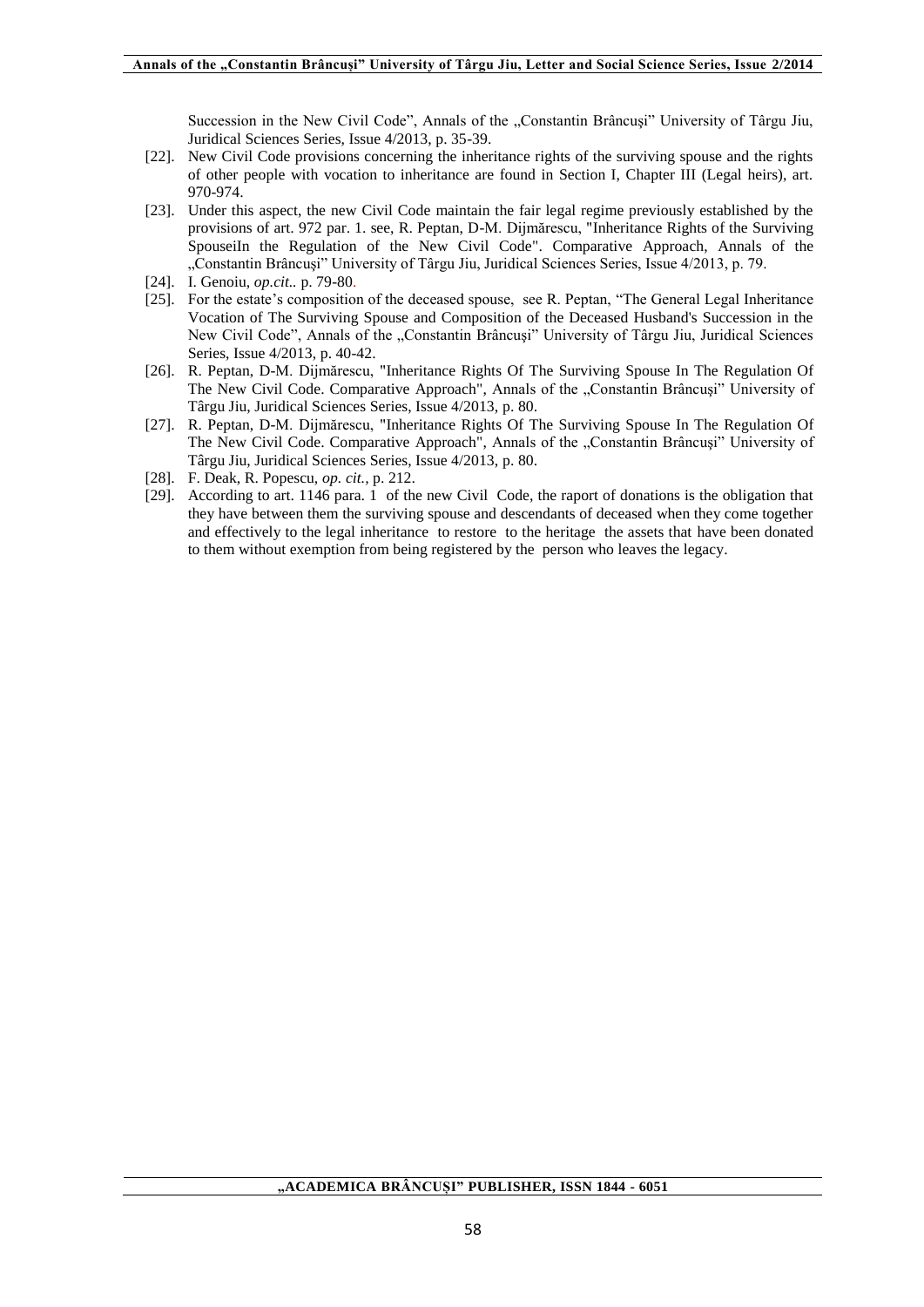Succession in the New Civil Code", Annals of the „Constantin Brâncuşi" University of Târgu Jiu, Juridical Sciences Series, Issue 4/2013, p. 35-39.

[22]. New Civil Code provisions concerning the inheritance rights of the surviving spouse and the rights of other people with vocation to inheritance are found in Section I, Chapter III (Legal heirs), art. 970-974.

[23]. Under this aspect, the new Civil Code maintain the fair legal regime previously established by the provisions of art. 972 par. 1. see, R. Peptan, D-M. Dijmărescu, "Inheritance Rights of the Surviving SpouseIn the Regulation of the New Civil Code". Comparative Approach, Annals of the „Constantin Brâncuşi" University of Târgu Jiu, Juridical Sciences Series, Issue 4/2013, p. 79.

[24]. I. Genoiu, *op.cit.*. p. 79-80.

[25]. For the estate's composition of the deceased spouse, see R. Peptan, "The General Legal Inheritance Vocation of The Surviving Spouse and Composition of the Deceased Husband's Succession in the New Civil Code", Annals of the „Constantin Brâncuşi" University of Târgu Jiu, Juridical Sciences Series, Issue 4/2013, p. 40-42.

[26]. R. Peptan, D-M. Dijmărescu, "Inheritance Rights Of The Surviving Spouse In The Regulation Of The New Civil Code. Comparative Approach", Annals of the „Constantin Brâncuşi" University of Târgu Jiu, Juridical Sciences Series, Issue 4/2013, p. 80.

[27]. R. Peptan, D-M. Dijmărescu, "Inheritance Rights Of The Surviving Spouse In The Regulation Of The New Civil Code. Comparative Approach", Annals of the „Constantin Brâncuşi" University of Târgu Jiu, Juridical Sciences Series, Issue 4/2013, p. 80.

[28]. F. Deak, R. Popescu, *op. cit.,* p. 212.

[29]. According to art. 1146 para. 1 of the new Civil Code, the raport of donations is the obligation that they have between them the surviving spouse and descendants of deceased when they come together and effectively to the legal inheritance to restore to the heritage the assets that have been donated to them without exemption from being registered by the person who leaves the legacy.